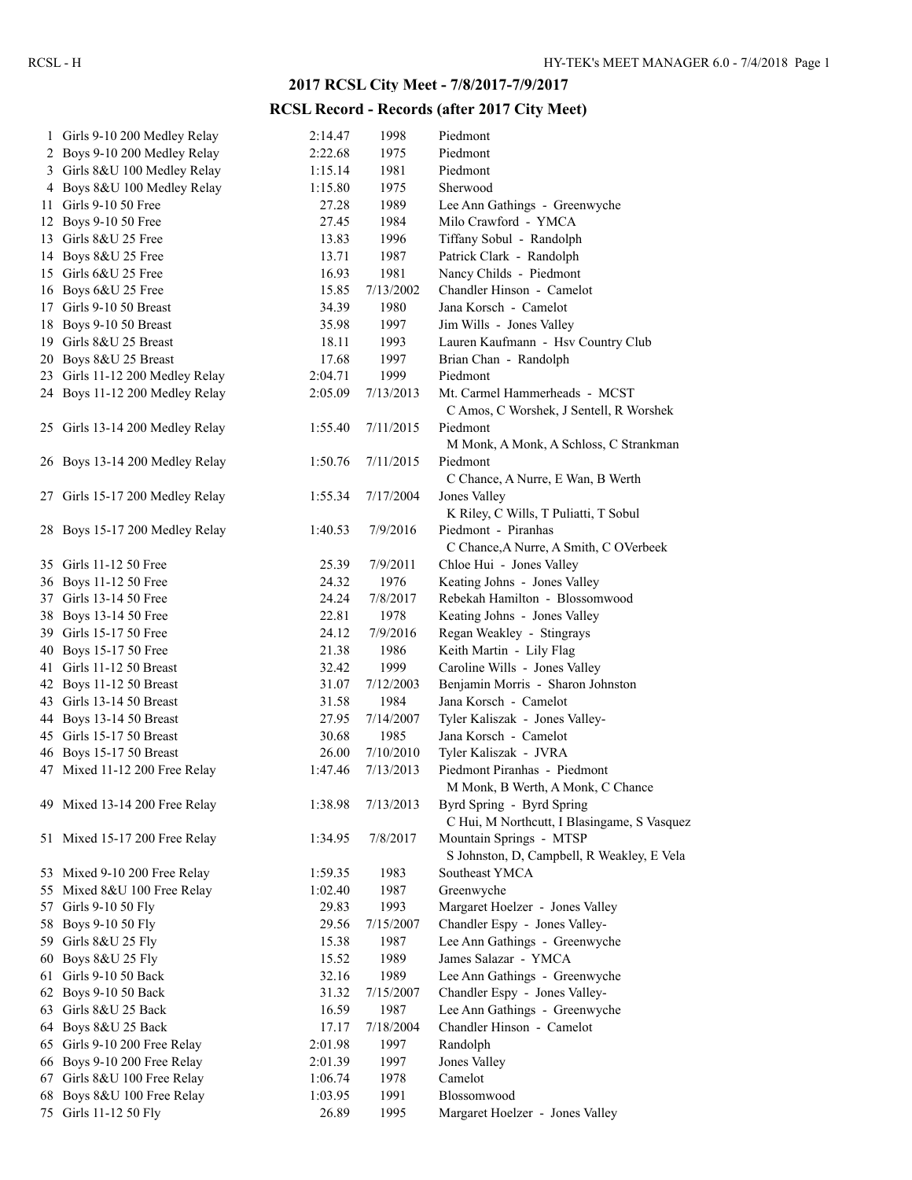## 2017 RCSL City Meet - 7/8/2017-7/9/2017

## RCSL Record - Records (after 2017 City Meet)

| # | Event | Time | Date | Name / Team |
|---|---|---|---|---|
| 1 | Girls 9-10 200 Medley Relay | 2:14.47 | 1998 | Piedmont |
| 2 | Boys 9-10 200 Medley Relay | 2:22.68 | 1975 | Piedmont |
| 3 | Girls 8&U 100 Medley Relay | 1:15.14 | 1981 | Piedmont |
| 4 | Boys 8&U 100 Medley Relay | 1:15.80 | 1975 | Sherwood |
| 11 | Girls 9-10 50 Free | 27.28 | 1989 | Lee Ann Gathings - Greenwyche |
| 12 | Boys 9-10 50 Free | 27.45 | 1984 | Milo Crawford - YMCA |
| 13 | Girls 8&U 25 Free | 13.83 | 1996 | Tiffany Sobul - Randolph |
| 14 | Boys 8&U 25 Free | 13.71 | 1987 | Patrick Clark - Randolph |
| 15 | Girls 6&U 25 Free | 16.93 | 1981 | Nancy Childs - Piedmont |
| 16 | Boys 6&U 25 Free | 15.85 | 7/13/2002 | Chandler Hinson - Camelot |
| 17 | Girls 9-10 50 Breast | 34.39 | 1980 | Jana Korsch - Camelot |
| 18 | Boys 9-10 50 Breast | 35.98 | 1997 | Jim Wills - Jones Valley |
| 19 | Girls 8&U 25 Breast | 18.11 | 1993 | Lauren Kaufmann - Hsv Country Club |
| 20 | Boys 8&U 25 Breast | 17.68 | 1997 | Brian Chan - Randolph |
| 23 | Girls 11-12 200 Medley Relay | 2:04.71 | 1999 | Piedmont |
| 24 | Boys 11-12 200 Medley Relay | 2:05.09 | 7/13/2013 | Mt. Carmel Hammerheads - MCST<br>C Amos, C Worshek, J Sentell, R Worshek |
| 25 | Girls 13-14 200 Medley Relay | 1:55.40 | 7/11/2015 | Piedmont<br>M Monk, A Monk, A Schloss, C Strankman |
| 26 | Boys 13-14 200 Medley Relay | 1:50.76 | 7/11/2015 | Piedmont<br>C Chance, A Nurre, E Wan, B Werth |
| 27 | Girls 15-17 200 Medley Relay | 1:55.34 | 7/17/2004 | Jones Valley<br>K Riley, C Wills, T Puliatti, T Sobul |
| 28 | Boys 15-17 200 Medley Relay | 1:40.53 | 7/9/2016 | Piedmont - Piranhas<br>C Chance,A Nurre, A Smith, C OVerbeek |
| 35 | Girls 11-12 50 Free | 25.39 | 7/9/2011 | Chloe Hui - Jones Valley |
| 36 | Boys 11-12 50 Free | 24.32 | 1976 | Keating Johns - Jones Valley |
| 37 | Girls 13-14 50 Free | 24.24 | 7/8/2017 | Rebekah Hamilton - Blossomwood |
| 38 | Boys 13-14 50 Free | 22.81 | 1978 | Keating Johns - Jones Valley |
| 39 | Girls 15-17 50 Free | 24.12 | 7/9/2016 | Regan Weakley - Stingrays |
| 40 | Boys 15-17 50 Free | 21.38 | 1986 | Keith Martin - Lily Flag |
| 41 | Girls 11-12 50 Breast | 32.42 | 1999 | Caroline Wills - Jones Valley |
| 42 | Boys 11-12 50 Breast | 31.07 | 7/12/2003 | Benjamin Morris - Sharon Johnston |
| 43 | Girls 13-14 50 Breast | 31.58 | 1984 | Jana Korsch - Camelot |
| 44 | Boys 13-14 50 Breast | 27.95 | 7/14/2007 | Tyler Kaliszak - Jones Valley- |
| 45 | Girls 15-17 50 Breast | 30.68 | 1985 | Jana Korsch - Camelot |
| 46 | Boys 15-17 50 Breast | 26.00 | 7/10/2010 | Tyler Kaliszak - JVRA |
| 47 | Mixed 11-12 200 Free Relay | 1:47.46 | 7/13/2013 | Piedmont Piranhas - Piedmont<br>M Monk, B Werth, A Monk, C Chance |
| 49 | Mixed 13-14 200 Free Relay | 1:38.98 | 7/13/2013 | Byrd Spring - Byrd Spring<br>C Hui, M Northcutt, I Blasingame, S Vasquez |
| 51 | Mixed 15-17 200 Free Relay | 1:34.95 | 7/8/2017 | Mountain Springs - MTSP<br>S Johnston, D, Campbell, R Weakley, E Vela |
| 53 | Mixed 9-10 200 Free Relay | 1:59.35 | 1983 | Southeast YMCA |
| 55 | Mixed 8&U 100 Free Relay | 1:02.40 | 1987 | Greenwyche |
| 57 | Girls 9-10 50 Fly | 29.83 | 1993 | Margaret Hoelzer - Jones Valley |
| 58 | Boys 9-10 50 Fly | 29.56 | 7/15/2007 | Chandler Espy - Jones Valley- |
| 59 | Girls 8&U 25 Fly | 15.38 | 1987 | Lee Ann Gathings - Greenwyche |
| 60 | Boys 8&U 25 Fly | 15.52 | 1989 | James Salazar - YMCA |
| 61 | Girls 9-10 50 Back | 32.16 | 1989 | Lee Ann Gathings - Greenwyche |
| 62 | Boys 9-10 50 Back | 31.32 | 7/15/2007 | Chandler Espy - Jones Valley- |
| 63 | Girls 8&U 25 Back | 16.59 | 1987 | Lee Ann Gathings - Greenwyche |
| 64 | Boys 8&U 25 Back | 17.17 | 7/18/2004 | Chandler Hinson - Camelot |
| 65 | Girls 9-10 200 Free Relay | 2:01.98 | 1997 | Randolph |
| 66 | Boys 9-10 200 Free Relay | 2:01.39 | 1997 | Jones Valley |
| 67 | Girls 8&U 100 Free Relay | 1:06.74 | 1978 | Camelot |
| 68 | Boys 8&U 100 Free Relay | 1:03.95 | 1991 | Blossomwood |
| 75 | Girls 11-12 50 Fly | 26.89 | 1995 | Margaret Hoelzer - Jones Valley |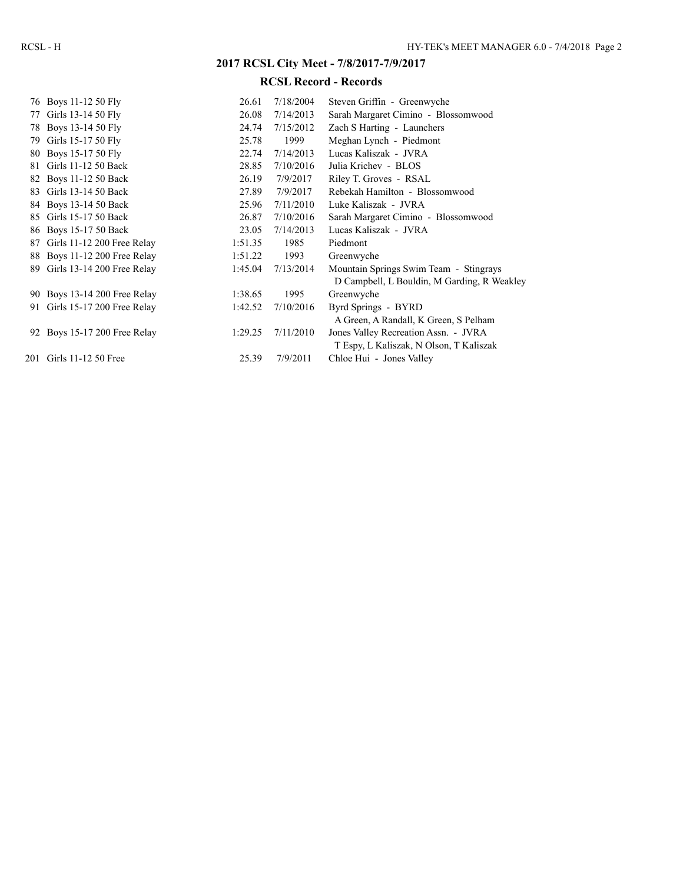## 2017 RCSL City Meet - 7/8/2017-7/9/2017

### RCSL Record - Records

| | | | | |
|---|---|---|---|---|
| 76 | Boys 11-12 50 Fly | 26.61 | 7/18/2004 | Steven Griffin - Greenwyche |
| 77 | Girls 13-14 50 Fly | 26.08 | 7/14/2013 | Sarah Margaret Cimino - Blossomwood |
| 78 | Boys 13-14 50 Fly | 24.74 | 7/15/2012 | Zach S Harting - Launchers |
| 79 | Girls 15-17 50 Fly | 25.78 | 1999 | Meghan Lynch - Piedmont |
| 80 | Boys 15-17 50 Fly | 22.74 | 7/14/2013 | Lucas Kaliszak - JVRA |
| 81 | Girls 11-12 50 Back | 28.85 | 7/10/2016 | Julia Krichev - BLOS |
| 82 | Boys 11-12 50 Back | 26.19 | 7/9/2017 | Riley T. Groves - RSAL |
| 83 | Girls 13-14 50 Back | 27.89 | 7/9/2017 | Rebekah Hamilton - Blossomwood |
| 84 | Boys 13-14 50 Back | 25.96 | 7/11/2010 | Luke Kaliszak - JVRA |
| 85 | Girls 15-17 50 Back | 26.87 | 7/10/2016 | Sarah Margaret Cimino - Blossomwood |
| 86 | Boys 15-17 50 Back | 23.05 | 7/14/2013 | Lucas Kaliszak - JVRA |
| 87 | Girls 11-12 200 Free Relay | 1:51.35 | 1985 | Piedmont |
| 88 | Boys 11-12 200 Free Relay | 1:51.22 | 1993 | Greenwyche |
| 89 | Girls 13-14 200 Free Relay | 1:45.04 | 7/13/2014 | Mountain Springs Swim Team - Stingrays<br>D Campbell, L Bouldin, M Garding, R Weakley |
| 90 | Boys 13-14 200 Free Relay | 1:38.65 | 1995 | Greenwyche |
| 91 | Girls 15-17 200 Free Relay | 1:42.52 | 7/10/2016 | Byrd Springs - BYRD<br>A Green, A Randall, K Green, S Pelham |
| 92 | Boys 15-17 200 Free Relay | 1:29.25 | 7/11/2010 | Jones Valley Recreation Assn. - JVRA<br>T Espy, L Kaliszak, N Olson, T Kaliszak |
| 201 | Girls 11-12 50 Free | 25.39 | 7/9/2011 | Chloe Hui - Jones Valley |